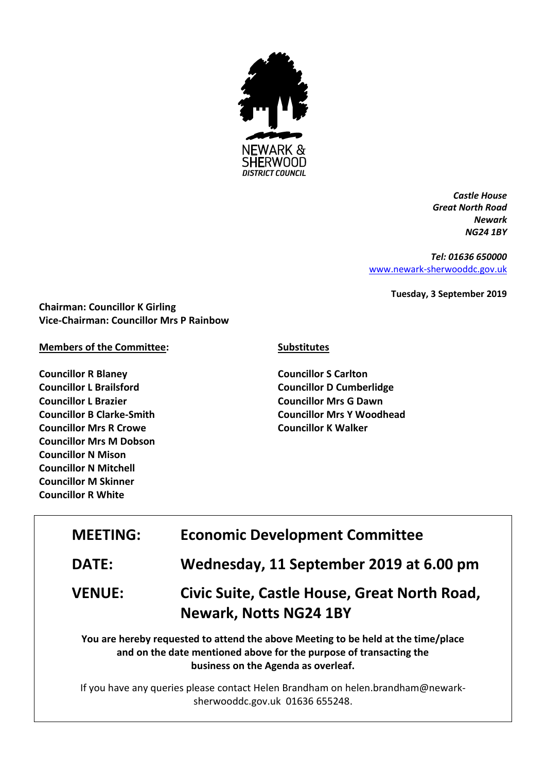NEWARK & SHERWOOD
*DISTRICT COUNCIL*

***Castle House***
***Great North Road***
***Newark***
***NG24 1BY***

***Tel: 01636 650000***
[www.newark-sherwooddc.gov.uk](http://www.newark-sherwooddc.gov.uk)

**Tuesday, 3 September 2019**

**Chairman: Councillor K Girling**
**Vice-Chairman: Councillor Mrs P Rainbow**

**Members of the Committee:**

**Councillor R Blaney**
**Councillor L Brailsford**
**Councillor L Brazier**
**Councillor B Clarke-Smith**
**Councillor Mrs R Crowe**
**Councillor Mrs M Dobson**
**Councillor N Mison**
**Councillor N Mitchell**
**Councillor M Skinner**
**Councillor R White**

**Substitutes**

**Councillor S Carlton**
**Councillor D Cumberlidge**
**Councillor Mrs G Dawn**
**Councillor Mrs Y Woodhead**
**Councillor K Walker**

| | |
|---|---|
| **MEETING:** | **Economic Development Committee** |
| **DATE:** | **Wednesday, 11 September 2019 at 6.00 pm** |
| **VENUE:** | **Civic Suite, Castle House, Great North Road, Newark, Notts NG24 1BY** |

**You are hereby requested to attend the above Meeting to be held at the time/place and on the date mentioned above for the purpose of transacting the business on the Agenda as overleaf.**

If you have any queries please contact Helen Brandham on helen.brandham@newark-sherwooddc.gov.uk 01636 655248.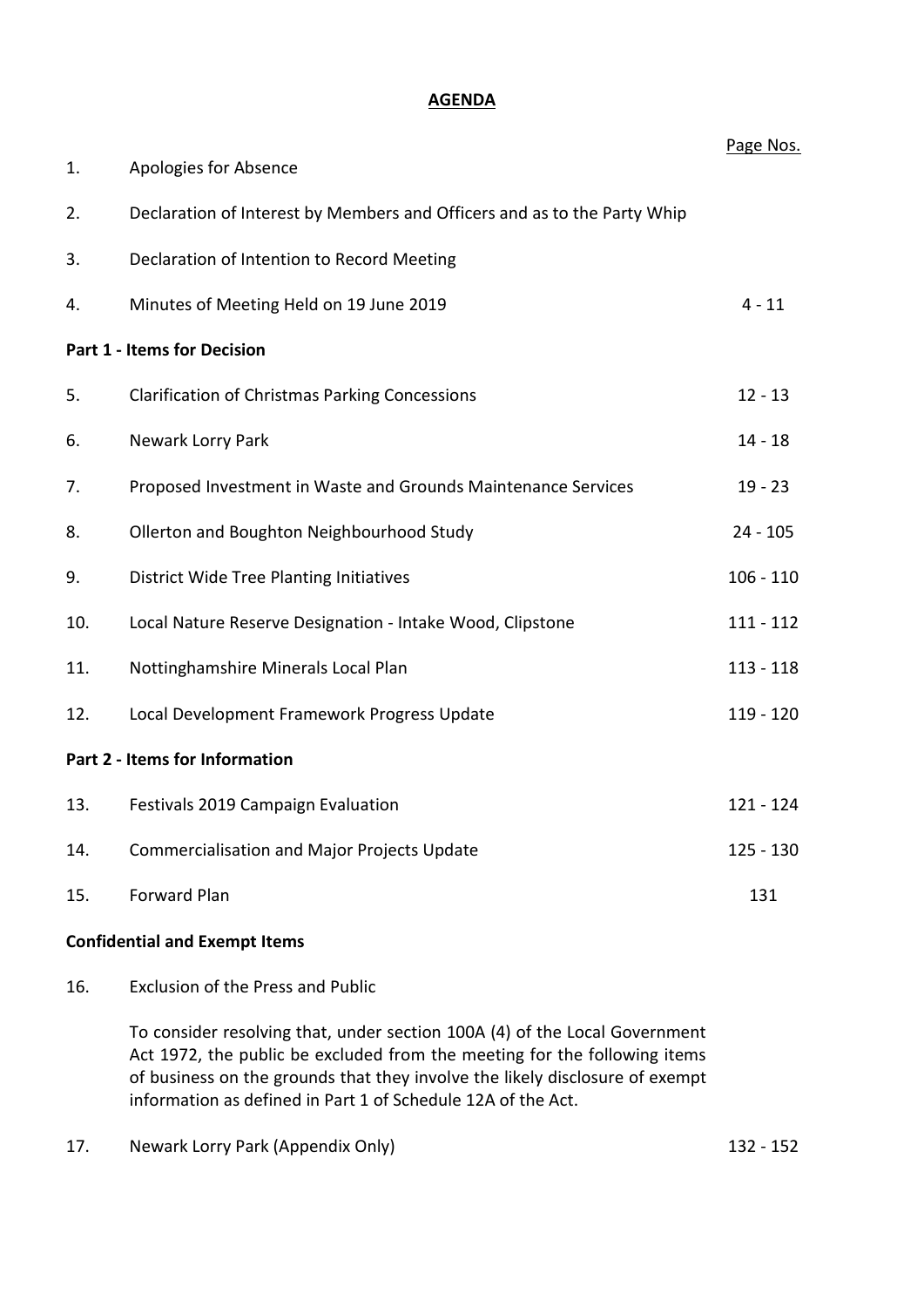# AGENDA

| | | Page Nos. |
|---|---|---|
| 1. | Apologies for Absence | |
| 2. | Declaration of Interest by Members and Officers and as to the Party Whip | |
| 3. | Declaration of Intention to Record Meeting | |
| 4. | Minutes of Meeting Held on 19 June 2019 | 4 - 11 |
| **Part 1 - Items for Decision** | | |
| 5. | Clarification of Christmas Parking Concessions | 12 - 13 |
| 6. | Newark Lorry Park | 14 - 18 |
| 7. | Proposed Investment in Waste and Grounds Maintenance Services | 19 - 23 |
| 8. | Ollerton and Boughton Neighbourhood Study | 24 - 105 |
| 9. | District Wide Tree Planting Initiatives | 106 - 110 |
| 10. | Local Nature Reserve Designation - Intake Wood, Clipstone | 111 - 112 |
| 11. | Nottinghamshire Minerals Local Plan | 113 - 118 |
| 12. | Local Development Framework Progress Update | 119 - 120 |
| **Part 2 - Items for Information** | | |
| 13. | Festivals 2019 Campaign Evaluation | 121 - 124 |
| 14. | Commercialisation and Major Projects Update | 125 - 130 |
| 15. | Forward Plan | 131 |
| **Confidential and Exempt Items** | | |
| 16. | Exclusion of the Press and Public<br><br>To consider resolving that, under section 100A (4) of the Local Government Act 1972, the public be excluded from the meeting for the following items of business on the grounds that they involve the likely disclosure of exempt information as defined in Part 1 of Schedule 12A of the Act. | |
| 17. | Newark Lorry Park (Appendix Only) | 132 - 152 |